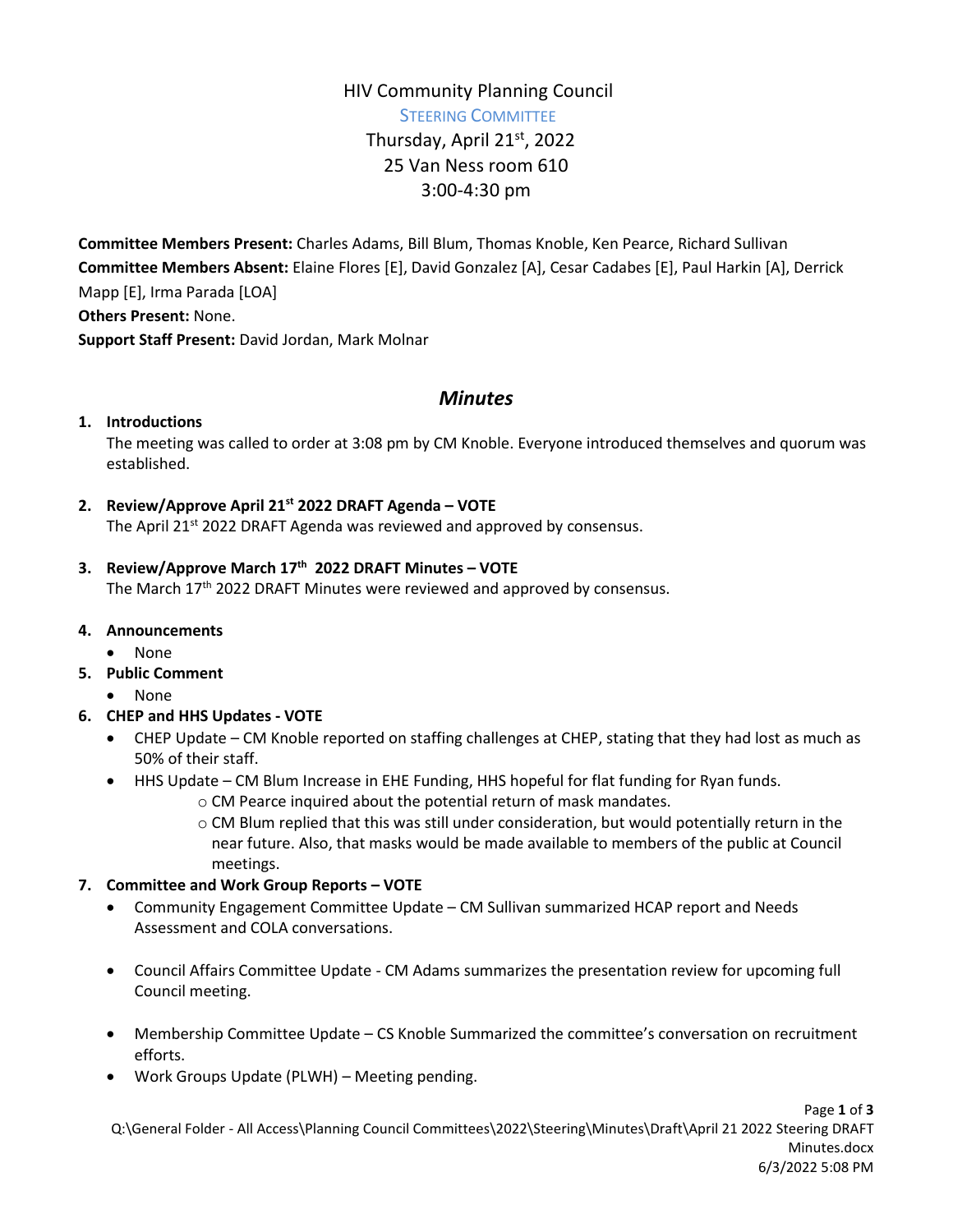# HIV Community Planning Council

## Steering Committee

Thursday, April 21st, 2022
25 Van Ness room 610
3:00-4:30 pm

**Committee Members Present:** Charles Adams, Bill Blum, Thomas Knoble, Ken Pearce, Richard Sullivan
**Committee Members Absent:** Elaine Flores [E], David Gonzalez [A], Cesar Cadabes [E], Paul Harkin [A], Derrick Mapp [E], Irma Parada [LOA]
**Others Present:** None.
**Support Staff Present:** David Jordan, Mark Molnar

## *Minutes*

1. **Introductions**
   The meeting was called to order at 3:08 pm by CM Knoble. Everyone introduced themselves and quorum was established.

2. **Review/Approve April 21st 2022 DRAFT Agenda – VOTE**
   The April 21st 2022 DRAFT Agenda was reviewed and approved by consensus.

3. **Review/Approve March 17th 2022 DRAFT Minutes – VOTE**
   The March 17th 2022 DRAFT Minutes were reviewed and approved by consensus.

4. **Announcements**
   - None

5. **Public Comment**
   - None

6. **CHEP and HHS Updates - VOTE**
   - CHEP Update – CM Knoble reported on staffing challenges at CHEP, stating that they had lost as much as 50% of their staff.
   - HHS Update – CM Blum Increase in EHE Funding, HHS hopeful for flat funding for Ryan funds.
     - CM Pearce inquired about the potential return of mask mandates.
     - CM Blum replied that this was still under consideration, but would potentially return in the near future. Also, that masks would be made available to members of the public at Council meetings.

7. **Committee and Work Group Reports – VOTE**
   - Community Engagement Committee Update – CM Sullivan summarized HCAP report and Needs Assessment and COLA conversations.
   - Council Affairs Committee Update - CM Adams summarizes the presentation review for upcoming full Council meeting.
   - Membership Committee Update – CS Knoble Summarized the committee's conversation on recruitment efforts.
   - Work Groups Update (PLWH) – Meeting pending.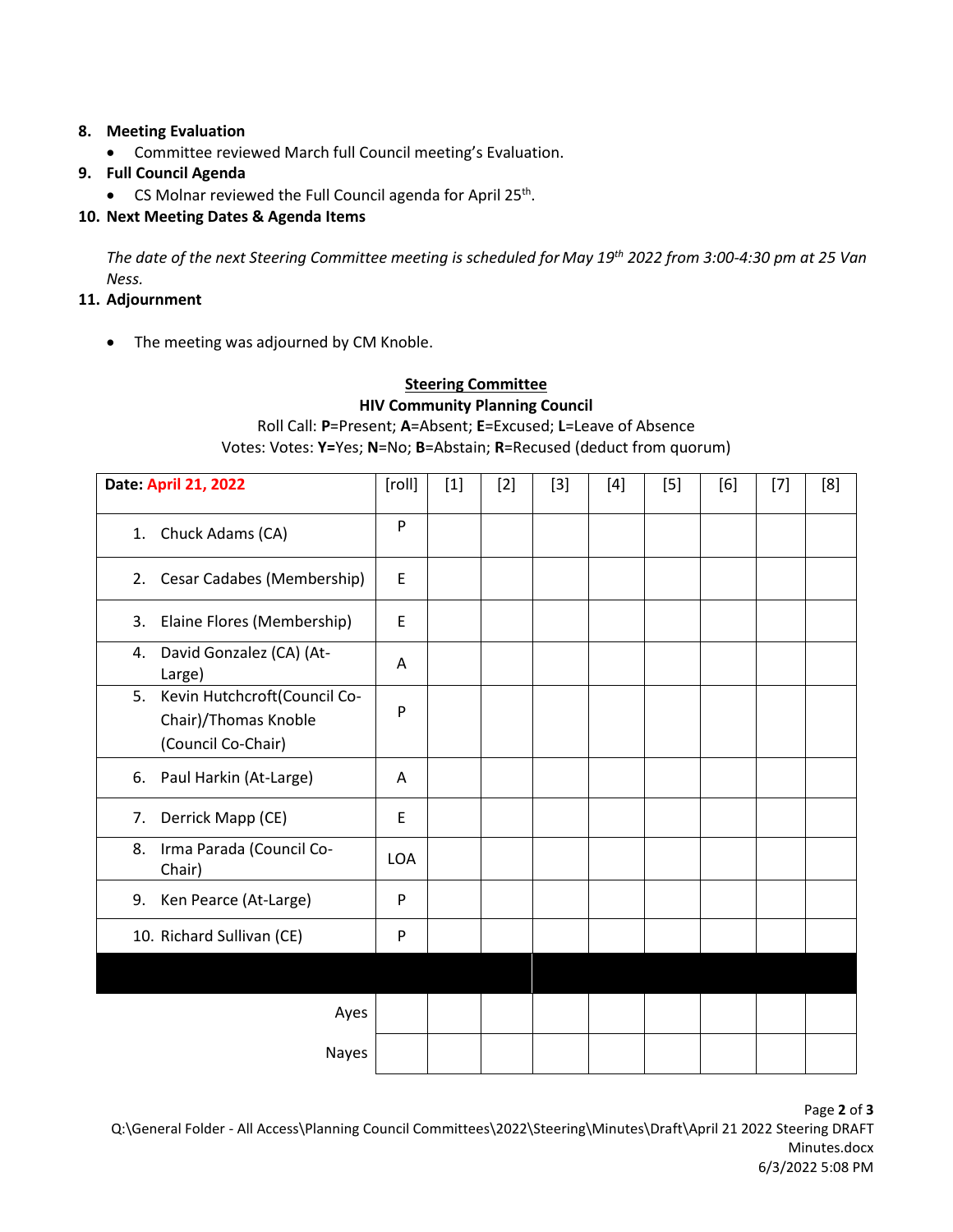8. **Meeting Evaluation**
   - Committee reviewed March full Council meeting's Evaluation.
9. **Full Council Agenda**
   - CS Molnar reviewed the Full Council agenda for April 25th.
10. **Next Meeting Dates & Agenda Items**

    *The date of the next Steering Committee meeting is scheduled for May 19th 2022 from 3:00-4:30 pm at 25 Van Ness.*
11. **Adjournment**
    - The meeting was adjourned by CM Knoble.

**Steering Committee**

**HIV Community Planning Council**

Roll Call: **P**=Present; **A**=Absent; **E**=Excused; **L**=Leave of Absence

Votes: Votes: **Y=**Yes; **N**=No; **B**=Abstain; **R**=Recused (deduct from quorum)

| Date: April 21, 2022 | [roll] | [1] | [2] | [3] | [4] | [5] | [6] | [7] | [8] |
|---|---|---|---|---|---|---|---|---|---|
| 1. Chuck Adams (CA) | P | | | | | | | | |
| 2. Cesar Cadabes (Membership) | E | | | | | | | | |
| 3. Elaine Flores (Membership) | E | | | | | | | | |
| 4. David Gonzalez (CA) (At-Large) | A | | | | | | | | |
| 5. Kevin Hutchcroft(Council Co-Chair)/Thomas Knoble (Council Co-Chair) | P | | | | | | | | |
| 6. Paul Harkin (At-Large) | A | | | | | | | | |
| 7. Derrick Mapp (CE) | E | | | | | | | | |
| 8. Irma Parada (Council Co-Chair) | LOA | | | | | | | | |
| 9. Ken Pearce (At-Large) | P | | | | | | | | |
| 10. Richard Sullivan (CE) | P | | | | | | | | |
| | | | | | | | | | |
| Ayes | | | | | | | | | |
| Nayes | | | | | | | | | |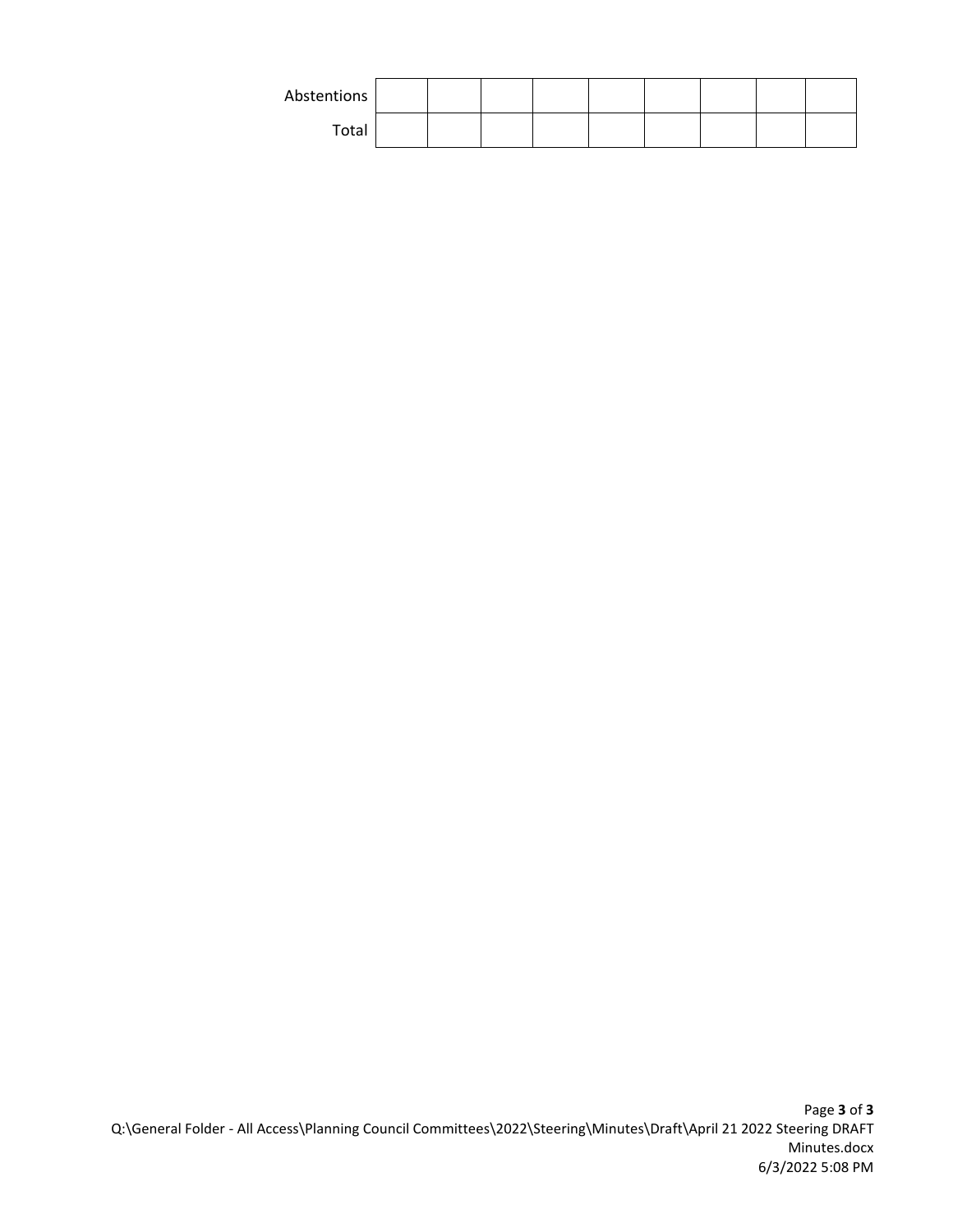| | | | | | | | | | |
|---|---|---|---|---|---|---|---|---|---|
| Abstentions | | | | | | | | | |
| Total | | | | | | | | | |